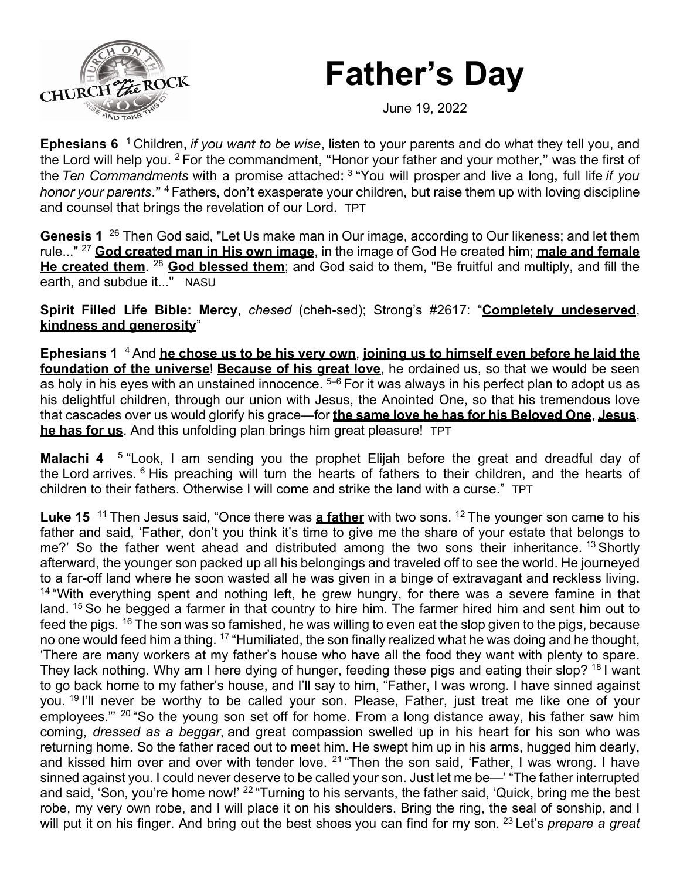# Father's Day

June 19, 2022

**Ephesians 6** [1] Children, *if you want to be wise*, listen to your parents and do what they tell you, and the Lord will help you. [2] For the commandment, "Honor your father and your mother," was the first of the *Ten Commandments* with a promise attached: [3] "You will prosper and live a long, full life *if you honor your parents*." [4] Fathers, don't exasperate your children, but raise them up with loving discipline and counsel that brings the revelation of our Lord. TPT

**Genesis 1** [26] Then God said, "Let Us make man in Our image, according to Our likeness; and let them rule..." [27] **God created man in His own image**, in the image of God He created him; **male and female He created them**. [28] **God blessed them**; and God said to them, "Be fruitful and multiply, and fill the earth, and subdue it..." NASU

**Spirit Filled Life Bible: Mercy**, *chesed* (cheh-sed); Strong's #2617: "**Completely undeserved**, **kindness and generosity**"

**Ephesians 1** [4] And **he chose us to be his very own**, **joining us to himself even before he laid the foundation of the universe**! **Because of his great love**, he ordained us, so that we would be seen as holy in his eyes with an unstained innocence. [5–6] For it was always in his perfect plan to adopt us as his delightful children, through our union with Jesus, the Anointed One, so that his tremendous love that cascades over us would glorify his grace—for **the same love he has for his Beloved One**, **Jesus**, **he has for us**. And this unfolding plan brings him great pleasure! TPT

**Malachi 4** [5] "Look, I am sending you the prophet Elijah before the great and dreadful day of the Lord arrives. [6] His preaching will turn the hearts of fathers to their children, and the hearts of children to their fathers. Otherwise I will come and strike the land with a curse." TPT

**Luke 15** [11] Then Jesus said, "Once there was **a father** with two sons. [12] The younger son came to his father and said, 'Father, don't you think it's time to give me the share of your estate that belongs to me?' So the father went ahead and distributed among the two sons their inheritance. [13] Shortly afterward, the younger son packed up all his belongings and traveled off to see the world. He journeyed to a far-off land where he soon wasted all he was given in a binge of extravagant and reckless living. [14] "With everything spent and nothing left, he grew hungry, for there was a severe famine in that land. [15] So he begged a farmer in that country to hire him. The farmer hired him and sent him out to feed the pigs. [16] The son was so famished, he was willing to even eat the slop given to the pigs, because no one would feed him a thing. [17] "Humiliated, the son finally realized what he was doing and he thought, 'There are many workers at my father's house who have all the food they want with plenty to spare. They lack nothing. Why am I here dying of hunger, feeding these pigs and eating their slop? [18] I want to go back home to my father's house, and I'll say to him, "Father, I was wrong. I have sinned against you. [19] I'll never be worthy to be called your son. Please, Father, just treat me like one of your employees."' [20] "So the young son set off for home. From a long distance away, his father saw him coming, *dressed as a beggar*, and great compassion swelled up in his heart for his son who was returning home. So the father raced out to meet him. He swept him up in his arms, hugged him dearly, and kissed him over and over with tender love. [21] "Then the son said, 'Father, I was wrong. I have sinned against you. I could never deserve to be called your son. Just let me be—' "The father interrupted and said, 'Son, you're home now!' [22] "Turning to his servants, the father said, 'Quick, bring me the best robe, my very own robe, and I will place it on his shoulders. Bring the ring, the seal of sonship, and I will put it on his finger. And bring out the best shoes you can find for my son. [23] Let's *prepare a great*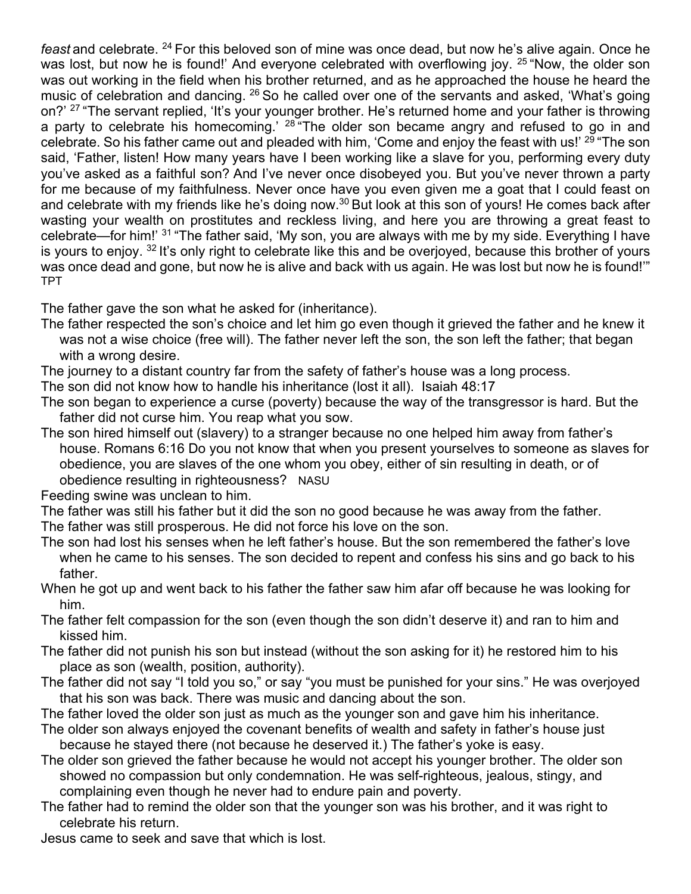*feast* and celebrate. [24] For this beloved son of mine was once dead, but now he's alive again. Once he was lost, but now he is found!' And everyone celebrated with overflowing joy. [25] "Now, the older son was out working in the field when his brother returned, and as he approached the house he heard the music of celebration and dancing. [26] So he called over one of the servants and asked, 'What's going on?' [27] "The servant replied, 'It's your younger brother. He's returned home and your father is throwing a party to celebrate his homecoming.' [28] "The older son became angry and refused to go in and celebrate. So his father came out and pleaded with him, 'Come and enjoy the feast with us!' [29] "The son said, 'Father, listen! How many years have I been working like a slave for you, performing every duty you've asked as a faithful son? And I've never once disobeyed you. But you've never thrown a party for me because of my faithfulness. Never once have you even given me a goat that I could feast on and celebrate with my friends like he's doing now.[30] But look at this son of yours! He comes back after wasting your wealth on prostitutes and reckless living, and here you are throwing a great feast to celebrate—for him!' [31] "The father said, 'My son, you are always with me by my side. Everything I have is yours to enjoy. [32] It's only right to celebrate like this and be overjoyed, because this brother of yours was once dead and gone, but now he is alive and back with us again. He was lost but now he is found!'"
TPT

The father gave the son what he asked for (inheritance).

The father respected the son's choice and let him go even though it grieved the father and he knew it was not a wise choice (free will). The father never left the son, the son left the father; that began with a wrong desire.

The journey to a distant country far from the safety of father's house was a long process.

The son did not know how to handle his inheritance (lost it all). Isaiah 48:17

The son began to experience a curse (poverty) because the way of the transgressor is hard. But the father did not curse him. You reap what you sow.

The son hired himself out (slavery) to a stranger because no one helped him away from father's house. Romans 6:16 Do you not know that when you present yourselves to someone as slaves for obedience, you are slaves of the one whom you obey, either of sin resulting in death, or of obedience resulting in righteousness? NASU

Feeding swine was unclean to him.

The father was still his father but it did the son no good because he was away from the father.

The father was still prosperous. He did not force his love on the son.

The son had lost his senses when he left father's house. But the son remembered the father's love when he came to his senses. The son decided to repent and confess his sins and go back to his father.

When he got up and went back to his father the father saw him afar off because he was looking for him.

The father felt compassion for the son (even though the son didn't deserve it) and ran to him and kissed him.

The father did not punish his son but instead (without the son asking for it) he restored him to his place as son (wealth, position, authority).

The father did not say "I told you so," or say "you must be punished for your sins." He was overjoyed that his son was back. There was music and dancing about the son.

The father loved the older son just as much as the younger son and gave him his inheritance.

The older son always enjoyed the covenant benefits of wealth and safety in father's house just because he stayed there (not because he deserved it.) The father's yoke is easy.

The older son grieved the father because he would not accept his younger brother. The older son showed no compassion but only condemnation. He was self-righteous, jealous, stingy, and complaining even though he never had to endure pain and poverty.

The father had to remind the older son that the younger son was his brother, and it was right to celebrate his return.

Jesus came to seek and save that which is lost.